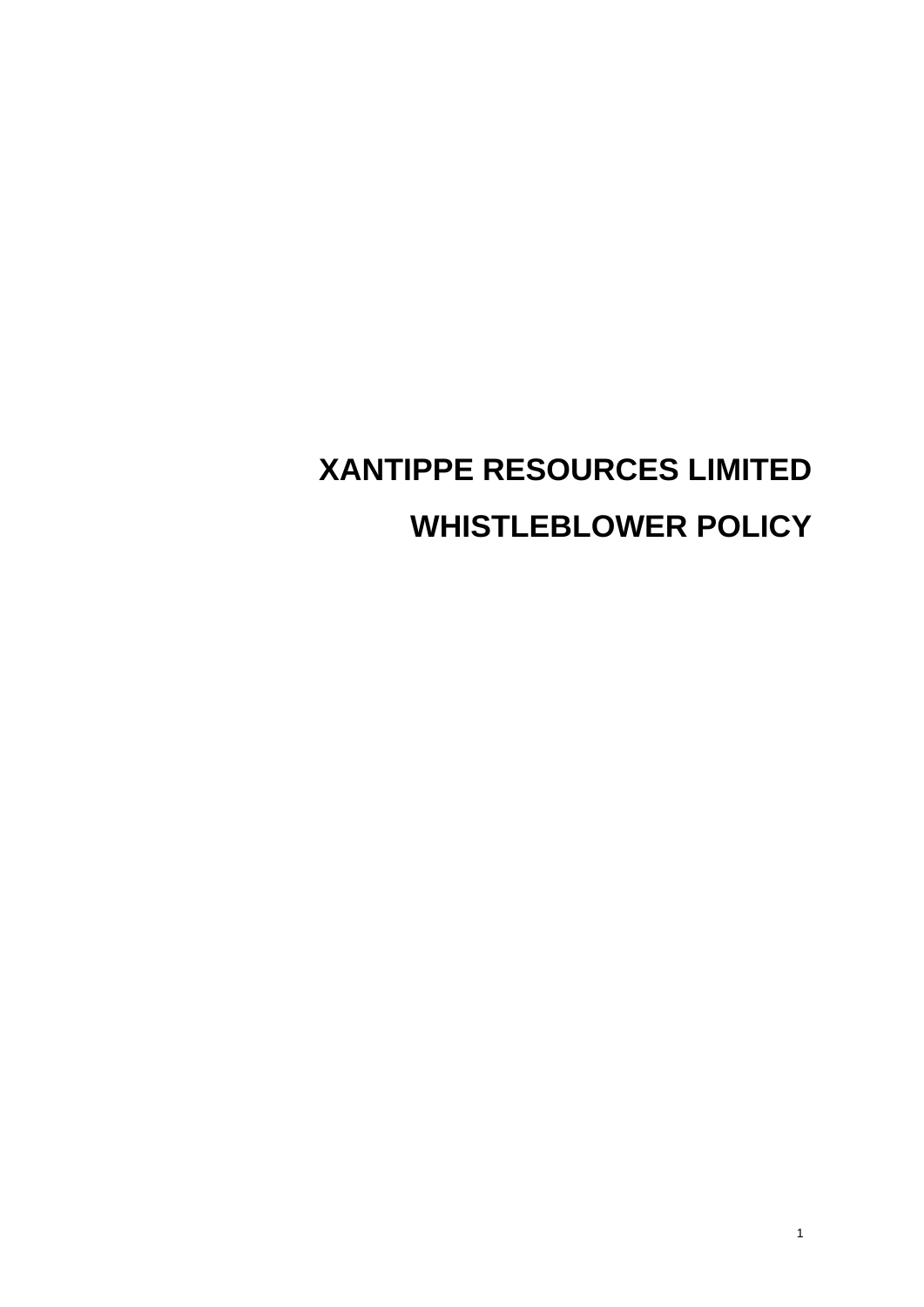# XANTIPPE RESOURCES LIMITED

# WHISTLEBLOWER POLICY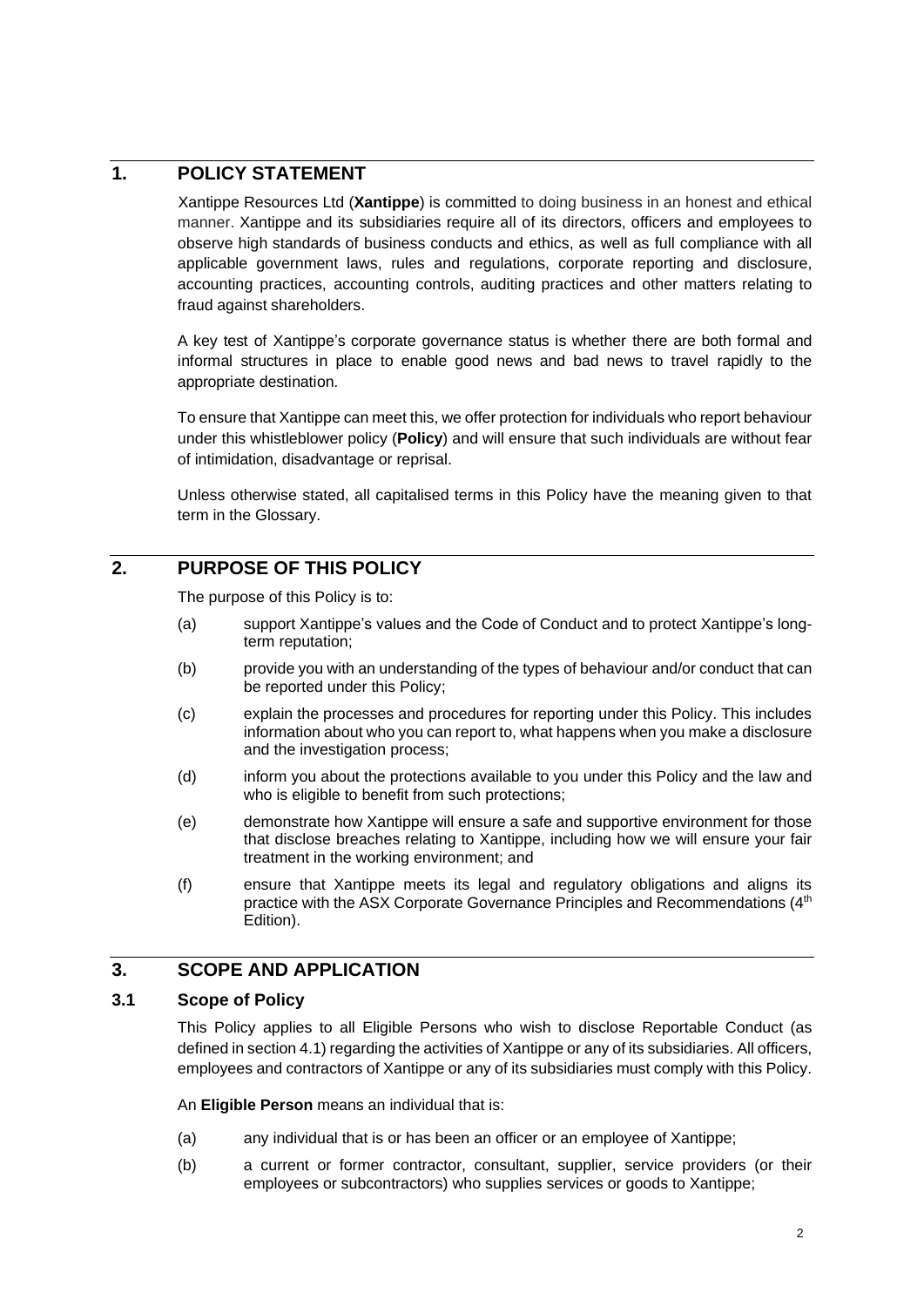## 1. POLICY STATEMENT

Xantippe Resources Ltd (**Xantippe**) is committed to doing business in an honest and ethical manner. Xantippe and its subsidiaries require all of its directors, officers and employees to observe high standards of business conducts and ethics, as well as full compliance with all applicable government laws, rules and regulations, corporate reporting and disclosure, accounting practices, accounting controls, auditing practices and other matters relating to fraud against shareholders.

A key test of Xantippe's corporate governance status is whether there are both formal and informal structures in place to enable good news and bad news to travel rapidly to the appropriate destination.

To ensure that Xantippe can meet this, we offer protection for individuals who report behaviour under this whistleblower policy (**Policy**) and will ensure that such individuals are without fear of intimidation, disadvantage or reprisal.

Unless otherwise stated, all capitalised terms in this Policy have the meaning given to that term in the Glossary.

## 2. PURPOSE OF THIS POLICY

The purpose of this Policy is to:

(a) support Xantippe's values and the Code of Conduct and to protect Xantippe's long-term reputation;

(b) provide you with an understanding of the types of behaviour and/or conduct that can be reported under this Policy;

(c) explain the processes and procedures for reporting under this Policy. This includes information about who you can report to, what happens when you make a disclosure and the investigation process;

(d) inform you about the protections available to you under this Policy and the law and who is eligible to benefit from such protections;

(e) demonstrate how Xantippe will ensure a safe and supportive environment for those that disclose breaches relating to Xantippe, including how we will ensure your fair treatment in the working environment; and

(f) ensure that Xantippe meets its legal and regulatory obligations and aligns its practice with the ASX Corporate Governance Principles and Recommendations (4th Edition).

## 3. SCOPE AND APPLICATION

### 3.1 Scope of Policy

This Policy applies to all Eligible Persons who wish to disclose Reportable Conduct (as defined in section 4.1) regarding the activities of Xantippe or any of its subsidiaries. All officers, employees and contractors of Xantippe or any of its subsidiaries must comply with this Policy.

An **Eligible Person** means an individual that is:

(a) any individual that is or has been an officer or an employee of Xantippe;

(b) a current or former contractor, consultant, supplier, service providers (or their employees or subcontractors) who supplies services or goods to Xantippe;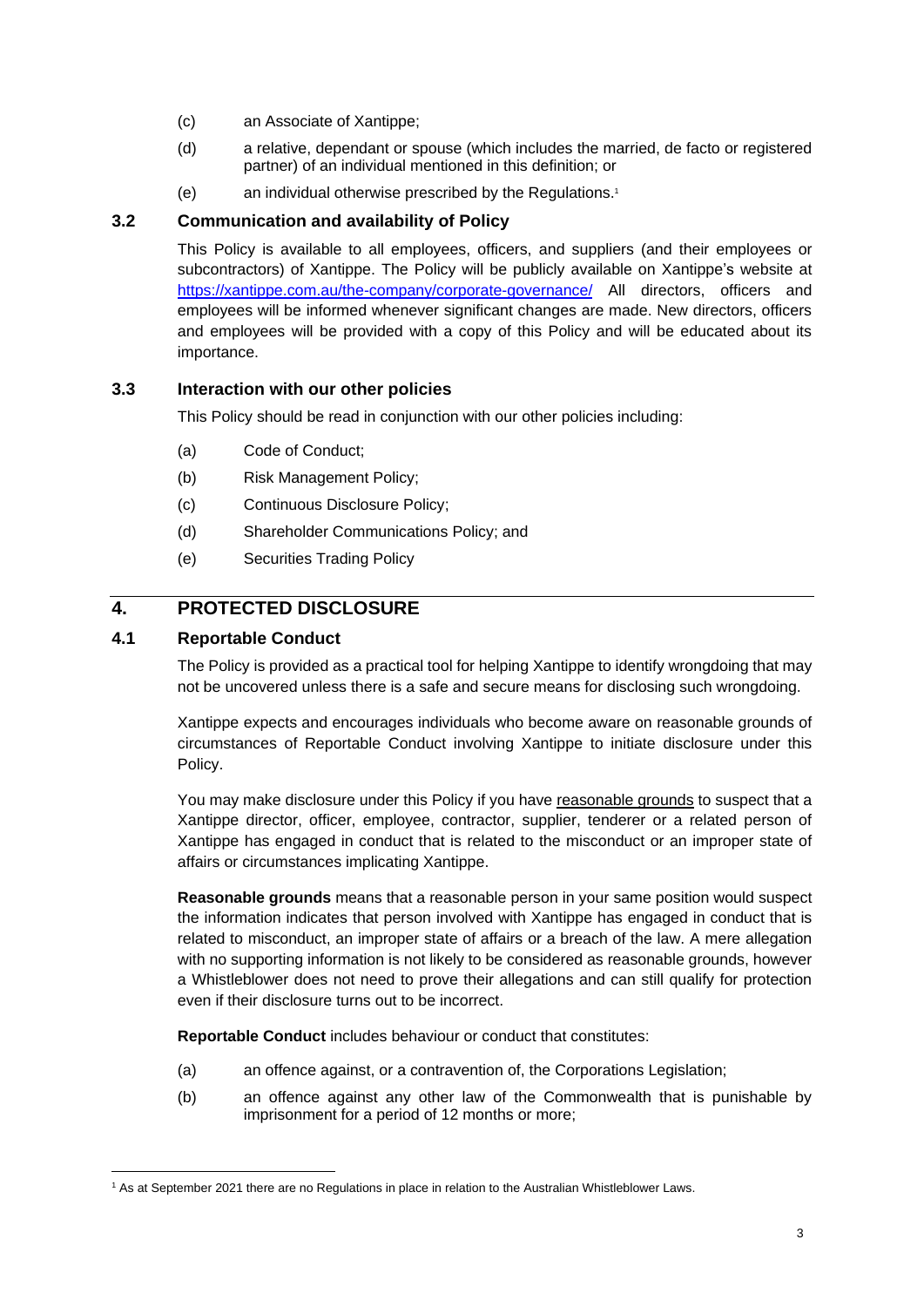(c) an Associate of Xantippe;

(d) a relative, dependant or spouse (which includes the married, de facto or registered partner) of an individual mentioned in this definition; or

(e) an individual otherwise prescribed by the Regulations.[1]

### 3.2 Communication and availability of Policy

This Policy is available to all employees, officers, and suppliers (and their employees or subcontractors) of Xantippe. The Policy will be publicly available on Xantippe's website at https://xantippe.com.au/the-company/corporate-governance/ All directors, officers and employees will be informed whenever significant changes are made. New directors, officers and employees will be provided with a copy of this Policy and will be educated about its importance.

### 3.3 Interaction with our other policies

This Policy should be read in conjunction with our other policies including:

(a) Code of Conduct;

(b) Risk Management Policy;

(c) Continuous Disclosure Policy;

(d) Shareholder Communications Policy; and

(e) Securities Trading Policy

## 4. PROTECTED DISCLOSURE

### 4.1 Reportable Conduct

The Policy is provided as a practical tool for helping Xantippe to identify wrongdoing that may not be uncovered unless there is a safe and secure means for disclosing such wrongdoing.

Xantippe expects and encourages individuals who become aware on reasonable grounds of circumstances of Reportable Conduct involving Xantippe to initiate disclosure under this Policy.

You may make disclosure under this Policy if you have reasonable grounds to suspect that a Xantippe director, officer, employee, contractor, supplier, tenderer or a related person of Xantippe has engaged in conduct that is related to the misconduct or an improper state of affairs or circumstances implicating Xantippe.

**Reasonable grounds** means that a reasonable person in your same position would suspect the information indicates that person involved with Xantippe has engaged in conduct that is related to misconduct, an improper state of affairs or a breach of the law. A mere allegation with no supporting information is not likely to be considered as reasonable grounds, however a Whistleblower does not need to prove their allegations and can still qualify for protection even if their disclosure turns out to be incorrect.

**Reportable Conduct** includes behaviour or conduct that constitutes:

(a) an offence against, or a contravention of, the Corporations Legislation;

(b) an offence against any other law of the Commonwealth that is punishable by imprisonment for a period of 12 months or more;

[1] As at September 2021 there are no Regulations in place in relation to the Australian Whistleblower Laws.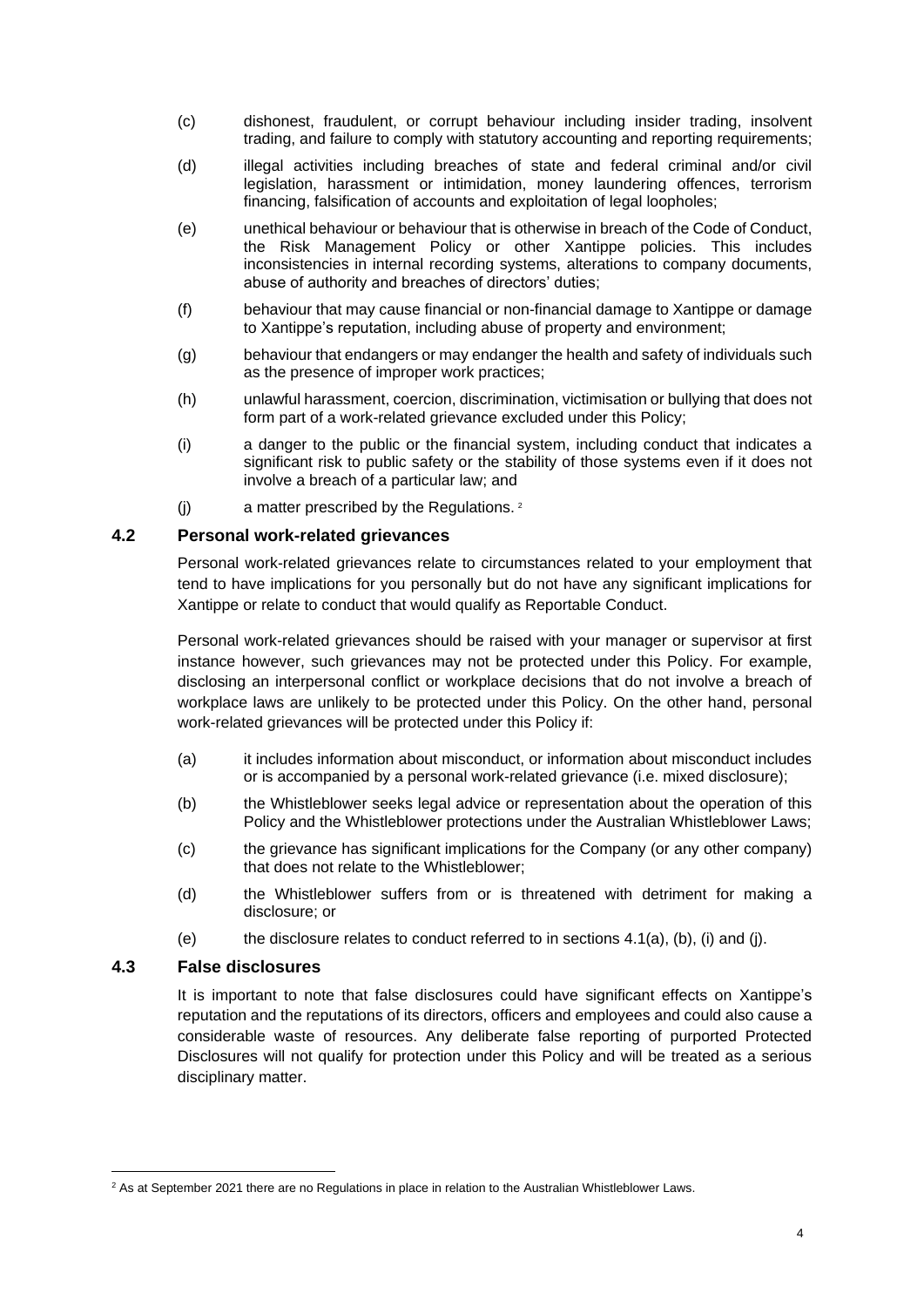(c) dishonest, fraudulent, or corrupt behaviour including insider trading, insolvent trading, and failure to comply with statutory accounting and reporting requirements;

(d) illegal activities including breaches of state and federal criminal and/or civil legislation, harassment or intimidation, money laundering offences, terrorism financing, falsification of accounts and exploitation of legal loopholes;

(e) unethical behaviour or behaviour that is otherwise in breach of the Code of Conduct, the Risk Management Policy or other Xantippe policies. This includes inconsistencies in internal recording systems, alterations to company documents, abuse of authority and breaches of directors' duties;

(f) behaviour that may cause financial or non-financial damage to Xantippe or damage to Xantippe's reputation, including abuse of property and environment;

(g) behaviour that endangers or may endanger the health and safety of individuals such as the presence of improper work practices;

(h) unlawful harassment, coercion, discrimination, victimisation or bullying that does not form part of a work-related grievance excluded under this Policy;

(i) a danger to the public or the financial system, including conduct that indicates a significant risk to public safety or the stability of those systems even if it does not involve a breach of a particular law; and

(j) a matter prescribed by the Regulations. [2]

## 4.2 Personal work-related grievances

Personal work-related grievances relate to circumstances related to your employment that tend to have implications for you personally but do not have any significant implications for Xantippe or relate to conduct that would qualify as Reportable Conduct.

Personal work-related grievances should be raised with your manager or supervisor at first instance however, such grievances may not be protected under this Policy. For example, disclosing an interpersonal conflict or workplace decisions that do not involve a breach of workplace laws are unlikely to be protected under this Policy. On the other hand, personal work-related grievances will be protected under this Policy if:

(a) it includes information about misconduct, or information about misconduct includes or is accompanied by a personal work-related grievance (i.e. mixed disclosure);

(b) the Whistleblower seeks legal advice or representation about the operation of this Policy and the Whistleblower protections under the Australian Whistleblower Laws;

(c) the grievance has significant implications for the Company (or any other company) that does not relate to the Whistleblower;

(d) the Whistleblower suffers from or is threatened with detriment for making a disclosure; or

(e) the disclosure relates to conduct referred to in sections 4.1(a), (b), (i) and (j).

## 4.3 False disclosures

It is important to note that false disclosures could have significant effects on Xantippe's reputation and the reputations of its directors, officers and employees and could also cause a considerable waste of resources. Any deliberate false reporting of purported Protected Disclosures will not qualify for protection under this Policy and will be treated as a serious disciplinary matter.

---

[2] As at September 2021 there are no Regulations in place in relation to the Australian Whistleblower Laws.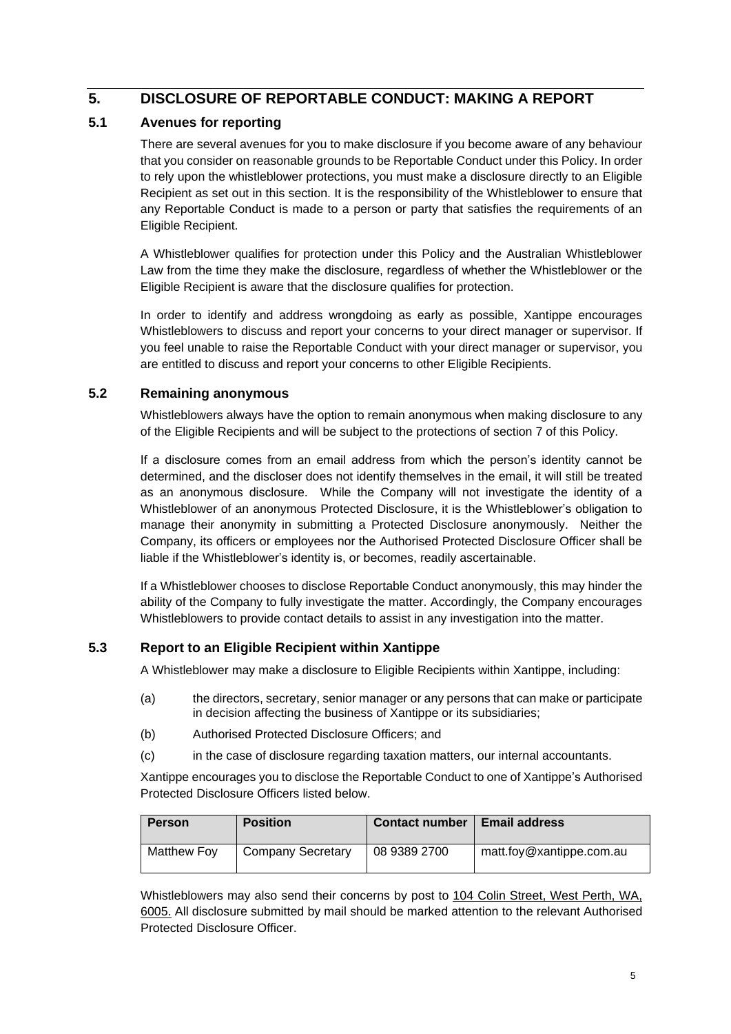# 5. DISCLOSURE OF REPORTABLE CONDUCT: MAKING A REPORT

## 5.1 Avenues for reporting

There are several avenues for you to make disclosure if you become aware of any behaviour that you consider on reasonable grounds to be Reportable Conduct under this Policy. In order to rely upon the whistleblower protections, you must make a disclosure directly to an Eligible Recipient as set out in this section. It is the responsibility of the Whistleblower to ensure that any Reportable Conduct is made to a person or party that satisfies the requirements of an Eligible Recipient.

A Whistleblower qualifies for protection under this Policy and the Australian Whistleblower Law from the time they make the disclosure, regardless of whether the Whistleblower or the Eligible Recipient is aware that the disclosure qualifies for protection.

In order to identify and address wrongdoing as early as possible, Xantippe encourages Whistleblowers to discuss and report your concerns to your direct manager or supervisor. If you feel unable to raise the Reportable Conduct with your direct manager or supervisor, you are entitled to discuss and report your concerns to other Eligible Recipients.

## 5.2 Remaining anonymous

Whistleblowers always have the option to remain anonymous when making disclosure to any of the Eligible Recipients and will be subject to the protections of section 7 of this Policy.

If a disclosure comes from an email address from which the person's identity cannot be determined, and the discloser does not identify themselves in the email, it will still be treated as an anonymous disclosure. While the Company will not investigate the identity of a Whistleblower of an anonymous Protected Disclosure, it is the Whistleblower's obligation to manage their anonymity in submitting a Protected Disclosure anonymously. Neither the Company, its officers or employees nor the Authorised Protected Disclosure Officer shall be liable if the Whistleblower's identity is, or becomes, readily ascertainable.

If a Whistleblower chooses to disclose Reportable Conduct anonymously, this may hinder the ability of the Company to fully investigate the matter. Accordingly, the Company encourages Whistleblowers to provide contact details to assist in any investigation into the matter.

## 5.3 Report to an Eligible Recipient within Xantippe

A Whistleblower may make a disclosure to Eligible Recipients within Xantippe, including:

(a) the directors, secretary, senior manager or any persons that can make or participate in decision affecting the business of Xantippe or its subsidiaries;

(b) Authorised Protected Disclosure Officers; and

(c) in the case of disclosure regarding taxation matters, our internal accountants.

Xantippe encourages you to disclose the Reportable Conduct to one of Xantippe's Authorised Protected Disclosure Officers listed below.

| Person | Position | Contact number | Email address |
|---|---|---|---|
| Matthew Foy | Company Secretary | 08 9389 2700 | matt.foy@xantippe.com.au |

Whistleblowers may also send their concerns by post to 104 Colin Street, West Perth, WA, 6005. All disclosure submitted by mail should be marked attention to the relevant Authorised Protected Disclosure Officer.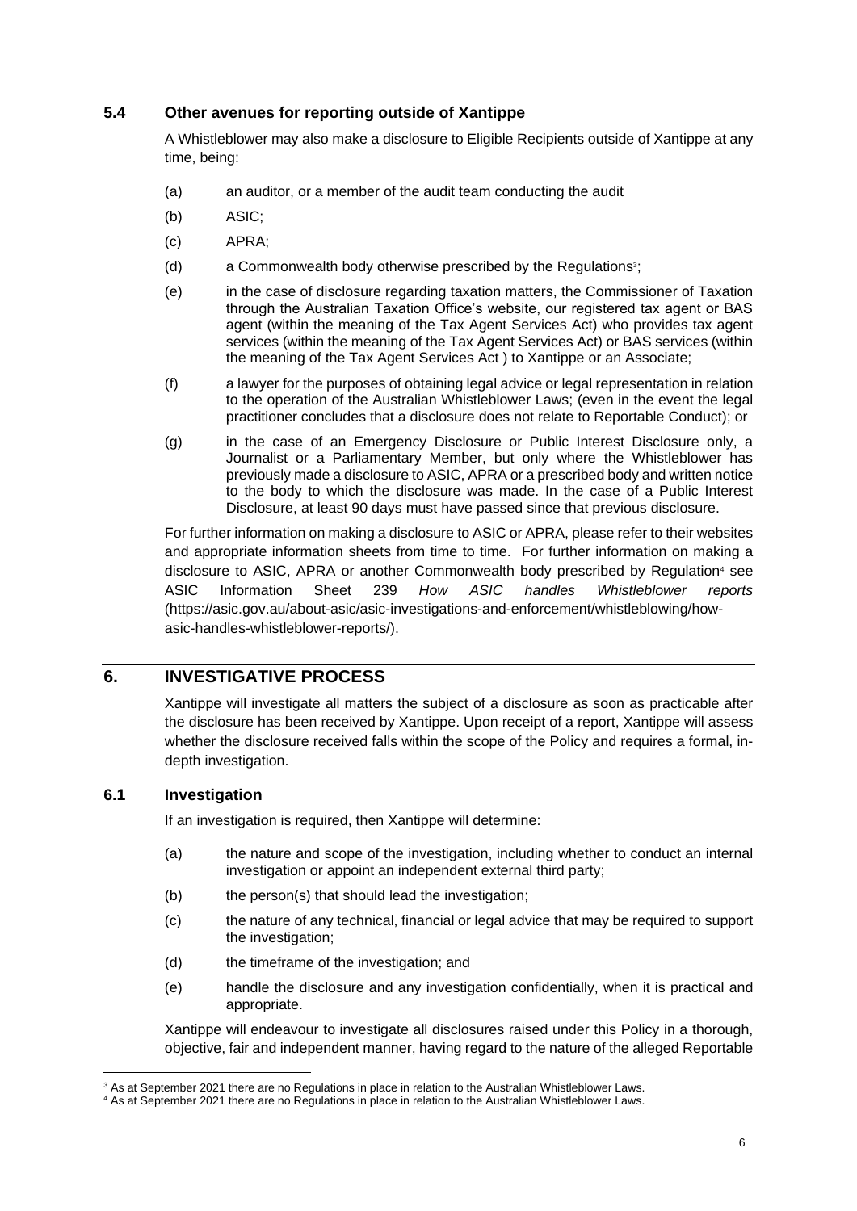### 5.4 Other avenues for reporting outside of Xantippe

A Whistleblower may also make a disclosure to Eligible Recipients outside of Xantippe at any time, being:

(a) an auditor, or a member of the audit team conducting the audit

(b) ASIC;

(c) APRA;

(d) a Commonwealth body otherwise prescribed by the Regulations[3];

(e) in the case of disclosure regarding taxation matters, the Commissioner of Taxation through the Australian Taxation Office's website, our registered tax agent or BAS agent (within the meaning of the Tax Agent Services Act) who provides tax agent services (within the meaning of the Tax Agent Services Act) or BAS services (within the meaning of the Tax Agent Services Act ) to Xantippe or an Associate;

(f) a lawyer for the purposes of obtaining legal advice or legal representation in relation to the operation of the Australian Whistleblower Laws; (even in the event the legal practitioner concludes that a disclosure does not relate to Reportable Conduct); or

(g) in the case of an Emergency Disclosure or Public Interest Disclosure only, a Journalist or a Parliamentary Member, but only where the Whistleblower has previously made a disclosure to ASIC, APRA or a prescribed body and written notice to the body to which the disclosure was made. In the case of a Public Interest Disclosure, at least 90 days must have passed since that previous disclosure.

For further information on making a disclosure to ASIC or APRA, please refer to their websites and appropriate information sheets from time to time. For further information on making a disclosure to ASIC, APRA or another Commonwealth body prescribed by Regulation[4] see ASIC Information Sheet 239 *How ASIC handles Whistleblower reports* (https://asic.gov.au/about-asic/asic-investigations-and-enforcement/whistleblowing/how-asic-handles-whistleblower-reports/).

## 6. INVESTIGATIVE PROCESS

Xantippe will investigate all matters the subject of a disclosure as soon as practicable after the disclosure has been received by Xantippe. Upon receipt of a report, Xantippe will assess whether the disclosure received falls within the scope of the Policy and requires a formal, in-depth investigation.

### 6.1 Investigation

If an investigation is required, then Xantippe will determine:

(a) the nature and scope of the investigation, including whether to conduct an internal investigation or appoint an independent external third party;

(b) the person(s) that should lead the investigation;

(c) the nature of any technical, financial or legal advice that may be required to support the investigation;

(d) the timeframe of the investigation; and

(e) handle the disclosure and any investigation confidentially, when it is practical and appropriate.

Xantippe will endeavour to investigate all disclosures raised under this Policy in a thorough, objective, fair and independent manner, having regard to the nature of the alleged Reportable

---

[3] As at September 2021 there are no Regulations in place in relation to the Australian Whistleblower Laws.

[4] As at September 2021 there are no Regulations in place in relation to the Australian Whistleblower Laws.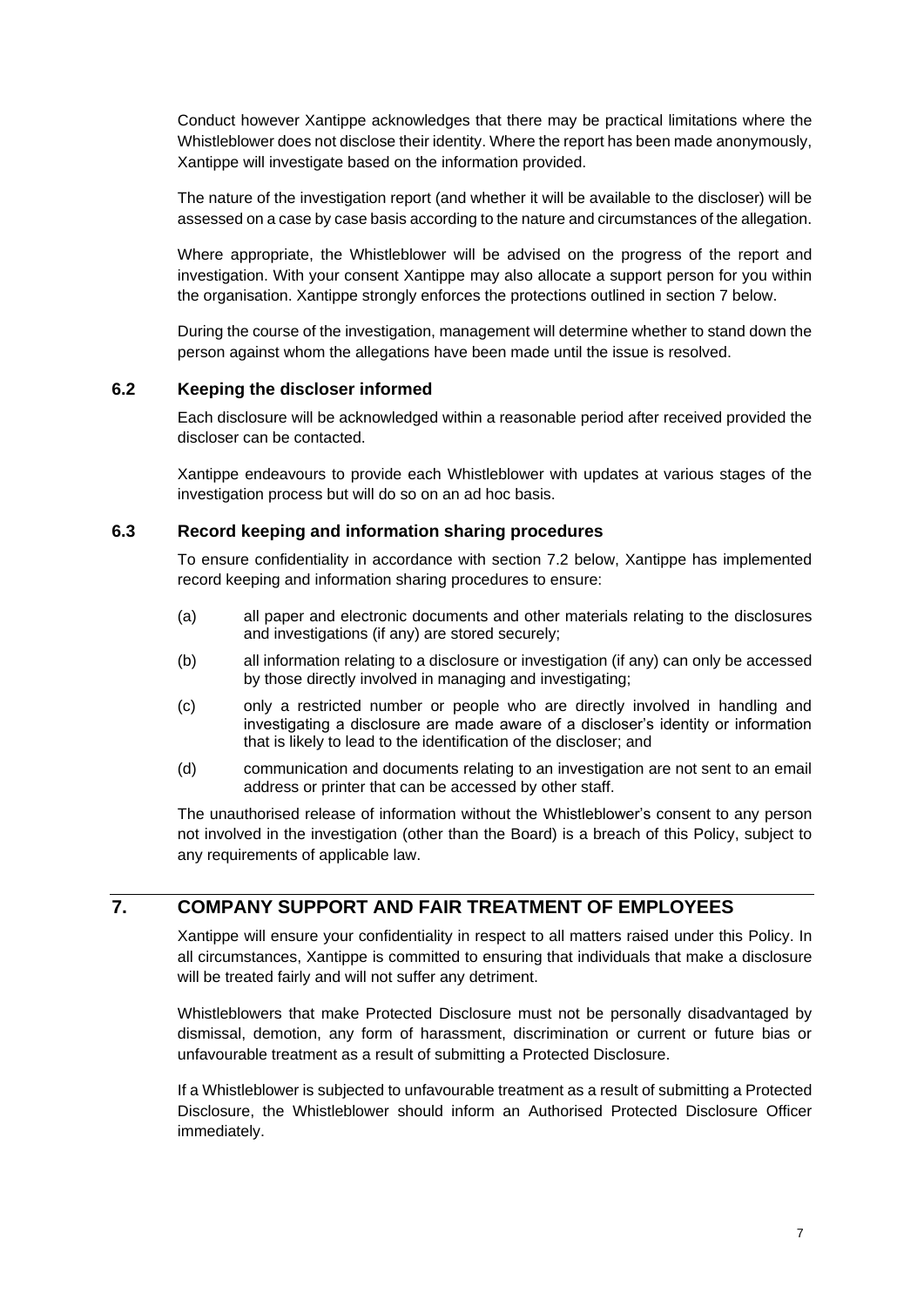Conduct however Xantippe acknowledges that there may be practical limitations where the Whistleblower does not disclose their identity. Where the report has been made anonymously, Xantippe will investigate based on the information provided.

The nature of the investigation report (and whether it will be available to the discloser) will be assessed on a case by case basis according to the nature and circumstances of the allegation.

Where appropriate, the Whistleblower will be advised on the progress of the report and investigation. With your consent Xantippe may also allocate a support person for you within the organisation. Xantippe strongly enforces the protections outlined in section 7 below.

During the course of the investigation, management will determine whether to stand down the person against whom the allegations have been made until the issue is resolved.

### 6.2 Keeping the discloser informed

Each disclosure will be acknowledged within a reasonable period after received provided the discloser can be contacted.

Xantippe endeavours to provide each Whistleblower with updates at various stages of the investigation process but will do so on an ad hoc basis.

### 6.3 Record keeping and information sharing procedures

To ensure confidentiality in accordance with section 7.2 below, Xantippe has implemented record keeping and information sharing procedures to ensure:

(a) all paper and electronic documents and other materials relating to the disclosures and investigations (if any) are stored securely;

(b) all information relating to a disclosure or investigation (if any) can only be accessed by those directly involved in managing and investigating;

(c) only a restricted number or people who are directly involved in handling and investigating a disclosure are made aware of a discloser's identity or information that is likely to lead to the identification of the discloser; and

(d) communication and documents relating to an investigation are not sent to an email address or printer that can be accessed by other staff.

The unauthorised release of information without the Whistleblower's consent to any person not involved in the investigation (other than the Board) is a breach of this Policy, subject to any requirements of applicable law.

## 7. COMPANY SUPPORT AND FAIR TREATMENT OF EMPLOYEES

Xantippe will ensure your confidentiality in respect to all matters raised under this Policy. In all circumstances, Xantippe is committed to ensuring that individuals that make a disclosure will be treated fairly and will not suffer any detriment.

Whistleblowers that make Protected Disclosure must not be personally disadvantaged by dismissal, demotion, any form of harassment, discrimination or current or future bias or unfavourable treatment as a result of submitting a Protected Disclosure.

If a Whistleblower is subjected to unfavourable treatment as a result of submitting a Protected Disclosure, the Whistleblower should inform an Authorised Protected Disclosure Officer immediately.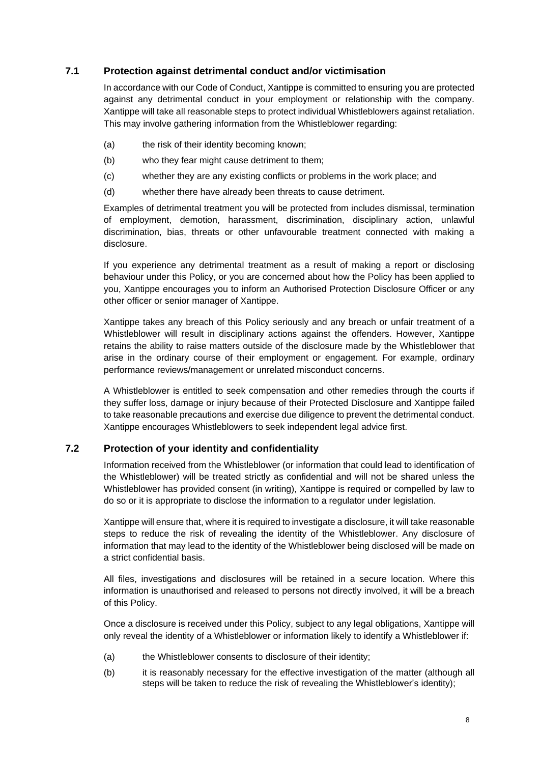### 7.1 Protection against detrimental conduct and/or victimisation

In accordance with our Code of Conduct, Xantippe is committed to ensuring you are protected against any detrimental conduct in your employment or relationship with the company. Xantippe will take all reasonable steps to protect individual Whistleblowers against retaliation. This may involve gathering information from the Whistleblower regarding:

(a) the risk of their identity becoming known;

(b) who they fear might cause detriment to them;

(c) whether they are any existing conflicts or problems in the work place; and

(d) whether there have already been threats to cause detriment.

Examples of detrimental treatment you will be protected from includes dismissal, termination of employment, demotion, harassment, discrimination, disciplinary action, unlawful discrimination, bias, threats or other unfavourable treatment connected with making a disclosure.

If you experience any detrimental treatment as a result of making a report or disclosing behaviour under this Policy, or you are concerned about how the Policy has been applied to you, Xantippe encourages you to inform an Authorised Protection Disclosure Officer or any other officer or senior manager of Xantippe.

Xantippe takes any breach of this Policy seriously and any breach or unfair treatment of a Whistleblower will result in disciplinary actions against the offenders. However, Xantippe retains the ability to raise matters outside of the disclosure made by the Whistleblower that arise in the ordinary course of their employment or engagement. For example, ordinary performance reviews/management or unrelated misconduct concerns.

A Whistleblower is entitled to seek compensation and other remedies through the courts if they suffer loss, damage or injury because of their Protected Disclosure and Xantippe failed to take reasonable precautions and exercise due diligence to prevent the detrimental conduct. Xantippe encourages Whistleblowers to seek independent legal advice first.

### 7.2 Protection of your identity and confidentiality

Information received from the Whistleblower (or information that could lead to identification of the Whistleblower) will be treated strictly as confidential and will not be shared unless the Whistleblower has provided consent (in writing), Xantippe is required or compelled by law to do so or it is appropriate to disclose the information to a regulator under legislation.

Xantippe will ensure that, where it is required to investigate a disclosure, it will take reasonable steps to reduce the risk of revealing the identity of the Whistleblower. Any disclosure of information that may lead to the identity of the Whistleblower being disclosed will be made on a strict confidential basis.

All files, investigations and disclosures will be retained in a secure location. Where this information is unauthorised and released to persons not directly involved, it will be a breach of this Policy.

Once a disclosure is received under this Policy, subject to any legal obligations, Xantippe will only reveal the identity of a Whistleblower or information likely to identify a Whistleblower if:

(a) the Whistleblower consents to disclosure of their identity;

(b) it is reasonably necessary for the effective investigation of the matter (although all steps will be taken to reduce the risk of revealing the Whistleblower's identity);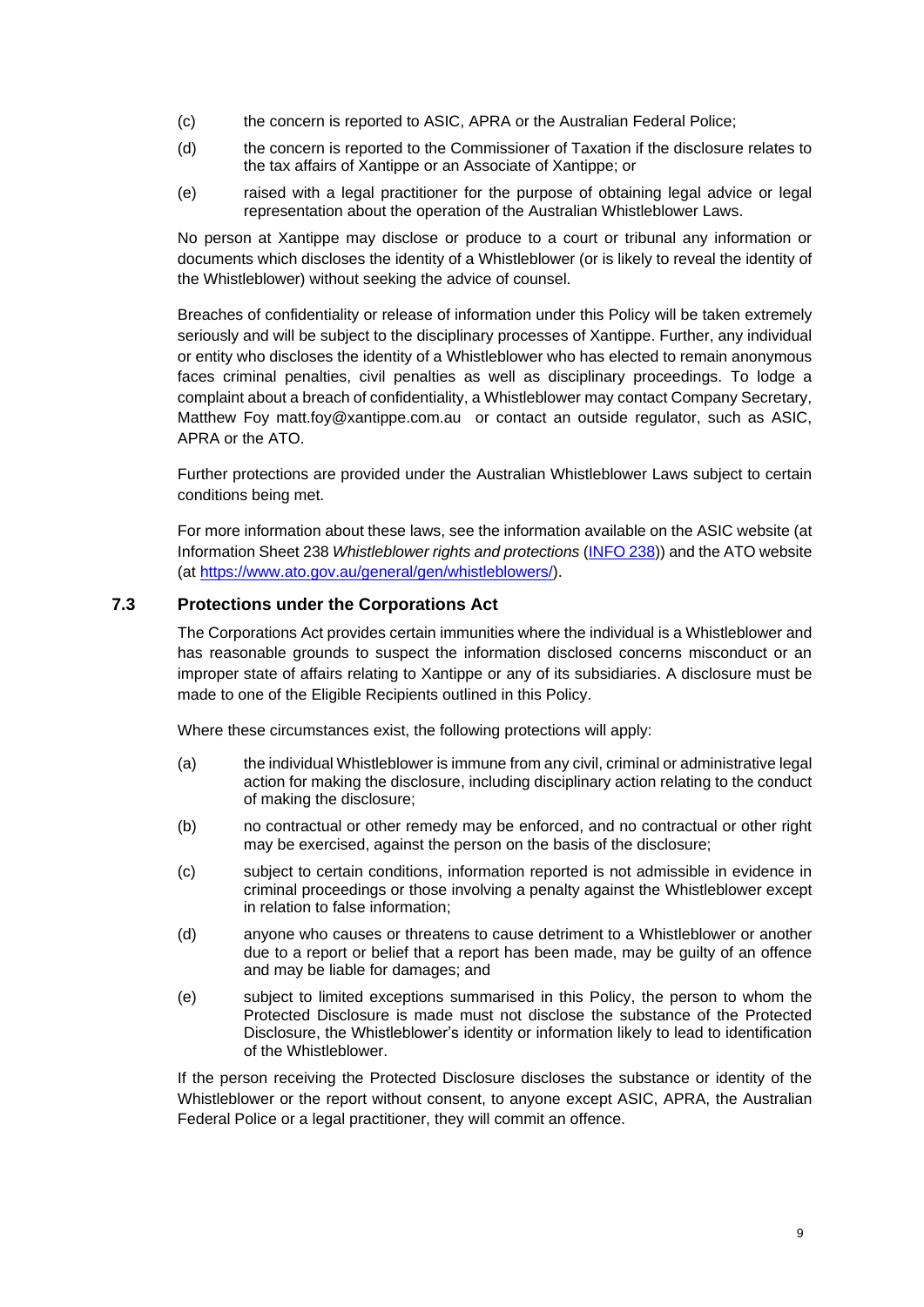(c) the concern is reported to ASIC, APRA or the Australian Federal Police;

(d) the concern is reported to the Commissioner of Taxation if the disclosure relates to the tax affairs of Xantippe or an Associate of Xantippe; or

(e) raised with a legal practitioner for the purpose of obtaining legal advice or legal representation about the operation of the Australian Whistleblower Laws.

No person at Xantippe may disclose or produce to a court or tribunal any information or documents which discloses the identity of a Whistleblower (or is likely to reveal the identity of the Whistleblower) without seeking the advice of counsel.

Breaches of confidentiality or release of information under this Policy will be taken extremely seriously and will be subject to the disciplinary processes of Xantippe. Further, any individual or entity who discloses the identity of a Whistleblower who has elected to remain anonymous faces criminal penalties, civil penalties as well as disciplinary proceedings. To lodge a complaint about a breach of confidentiality, a Whistleblower may contact Company Secretary, Matthew Foy matt.foy@xantippe.com.au or contact an outside regulator, such as ASIC, APRA or the ATO.

Further protections are provided under the Australian Whistleblower Laws subject to certain conditions being met.

For more information about these laws, see the information available on the ASIC website (at Information Sheet 238 *Whistleblower rights and protections* (INFO 238)) and the ATO website (at https://www.ato.gov.au/general/gen/whistleblowers/).

### 7.3 Protections under the Corporations Act

The Corporations Act provides certain immunities where the individual is a Whistleblower and has reasonable grounds to suspect the information disclosed concerns misconduct or an improper state of affairs relating to Xantippe or any of its subsidiaries. A disclosure must be made to one of the Eligible Recipients outlined in this Policy.

Where these circumstances exist, the following protections will apply:

(a) the individual Whistleblower is immune from any civil, criminal or administrative legal action for making the disclosure, including disciplinary action relating to the conduct of making the disclosure;

(b) no contractual or other remedy may be enforced, and no contractual or other right may be exercised, against the person on the basis of the disclosure;

(c) subject to certain conditions, information reported is not admissible in evidence in criminal proceedings or those involving a penalty against the Whistleblower except in relation to false information;

(d) anyone who causes or threatens to cause detriment to a Whistleblower or another due to a report or belief that a report has been made, may be guilty of an offence and may be liable for damages; and

(e) subject to limited exceptions summarised in this Policy, the person to whom the Protected Disclosure is made must not disclose the substance of the Protected Disclosure, the Whistleblower's identity or information likely to lead to identification of the Whistleblower.

If the person receiving the Protected Disclosure discloses the substance or identity of the Whistleblower or the report without consent, to anyone except ASIC, APRA, the Australian Federal Police or a legal practitioner, they will commit an offence.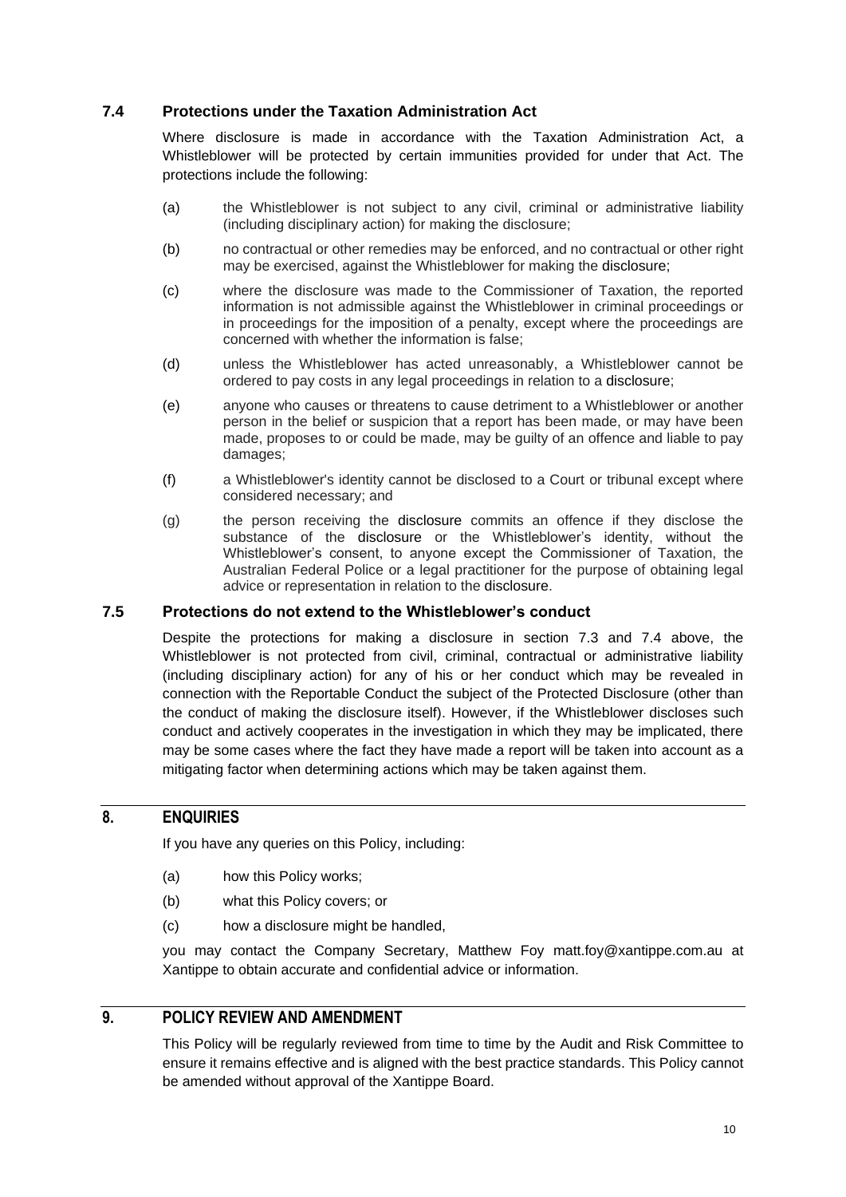### 7.4 Protections under the Taxation Administration Act

Where disclosure is made in accordance with the Taxation Administration Act, a Whistleblower will be protected by certain immunities provided for under that Act. The protections include the following:

(a) the Whistleblower is not subject to any civil, criminal or administrative liability (including disciplinary action) for making the disclosure;

(b) no contractual or other remedies may be enforced, and no contractual or other right may be exercised, against the Whistleblower for making the disclosure;

(c) where the disclosure was made to the Commissioner of Taxation, the reported information is not admissible against the Whistleblower in criminal proceedings or in proceedings for the imposition of a penalty, except where the proceedings are concerned with whether the information is false;

(d) unless the Whistleblower has acted unreasonably, a Whistleblower cannot be ordered to pay costs in any legal proceedings in relation to a disclosure;

(e) anyone who causes or threatens to cause detriment to a Whistleblower or another person in the belief or suspicion that a report has been made, or may have been made, proposes to or could be made, may be guilty of an offence and liable to pay damages;

(f) a Whistleblower's identity cannot be disclosed to a Court or tribunal except where considered necessary; and

(g) the person receiving the disclosure commits an offence if they disclose the substance of the disclosure or the Whistleblower's identity, without the Whistleblower's consent, to anyone except the Commissioner of Taxation, the Australian Federal Police or a legal practitioner for the purpose of obtaining legal advice or representation in relation to the disclosure.

### 7.5 Protections do not extend to the Whistleblower's conduct

Despite the protections for making a disclosure in section 7.3 and 7.4 above, the Whistleblower is not protected from civil, criminal, contractual or administrative liability (including disciplinary action) for any of his or her conduct which may be revealed in connection with the Reportable Conduct the subject of the Protected Disclosure (other than the conduct of making the disclosure itself). However, if the Whistleblower discloses such conduct and actively cooperates in the investigation in which they may be implicated, there may be some cases where the fact they have made a report will be taken into account as a mitigating factor when determining actions which may be taken against them.

## 8. ENQUIRIES

If you have any queries on this Policy, including:

(a) how this Policy works;

(b) what this Policy covers; or

(c) how a disclosure might be handled,

you may contact the Company Secretary, Matthew Foy matt.foy@xantippe.com.au at Xantippe to obtain accurate and confidential advice or information.

## 9. POLICY REVIEW AND AMENDMENT

This Policy will be regularly reviewed from time to time by the Audit and Risk Committee to ensure it remains effective and is aligned with the best practice standards. This Policy cannot be amended without approval of the Xantippe Board.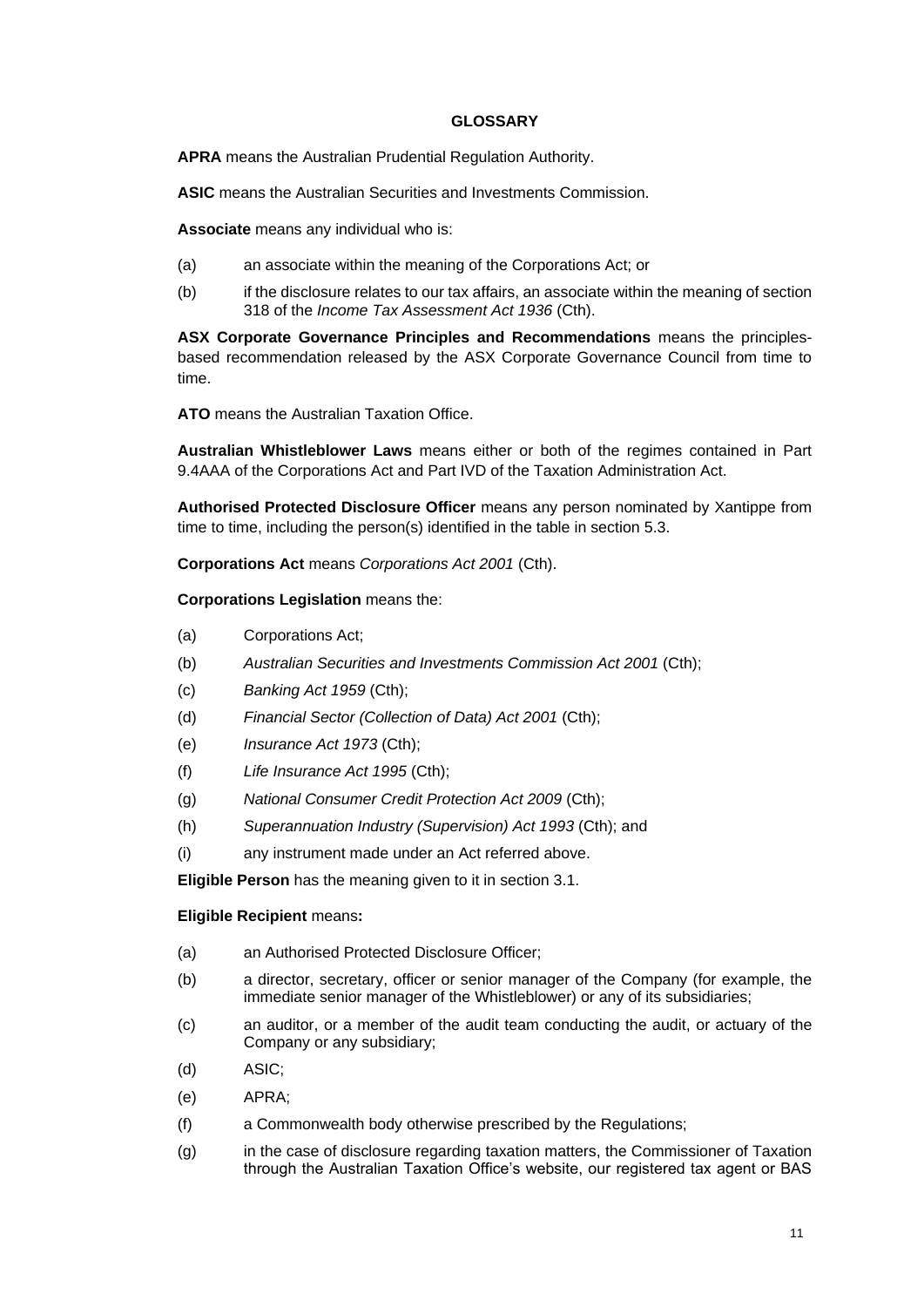## GLOSSARY

**APRA** means the Australian Prudential Regulation Authority.

**ASIC** means the Australian Securities and Investments Commission.

**Associate** means any individual who is:

(a) an associate within the meaning of the Corporations Act; or

(b) if the disclosure relates to our tax affairs, an associate within the meaning of section 318 of the *Income Tax Assessment Act 1936* (Cth).

**ASX Corporate Governance Principles and Recommendations** means the principles-based recommendation released by the ASX Corporate Governance Council from time to time.

**ATO** means the Australian Taxation Office.

**Australian Whistleblower Laws** means either or both of the regimes contained in Part 9.4AAA of the Corporations Act and Part IVD of the Taxation Administration Act.

**Authorised Protected Disclosure Officer** means any person nominated by Xantippe from time to time, including the person(s) identified in the table in section 5.3.

**Corporations Act** means *Corporations Act 2001* (Cth).

**Corporations Legislation** means the:

(a) Corporations Act;

(b) *Australian Securities and Investments Commission Act 2001* (Cth);

(c) *Banking Act 1959* (Cth);

(d) *Financial Sector (Collection of Data) Act 2001* (Cth);

(e) *Insurance Act 1973* (Cth);

(f) *Life Insurance Act 1995* (Cth);

(g) *National Consumer Credit Protection Act 2009* (Cth);

(h) *Superannuation Industry (Supervision) Act 1993* (Cth); and

(i) any instrument made under an Act referred above.

**Eligible Person** has the meaning given to it in section 3.1.

**Eligible Recipient** means**:**

(a) an Authorised Protected Disclosure Officer;

(b) a director, secretary, officer or senior manager of the Company (for example, the immediate senior manager of the Whistleblower) or any of its subsidiaries;

(c) an auditor, or a member of the audit team conducting the audit, or actuary of the Company or any subsidiary;

(d) ASIC;

(e) APRA;

(f) a Commonwealth body otherwise prescribed by the Regulations;

(g) in the case of disclosure regarding taxation matters, the Commissioner of Taxation through the Australian Taxation Office's website, our registered tax agent or BAS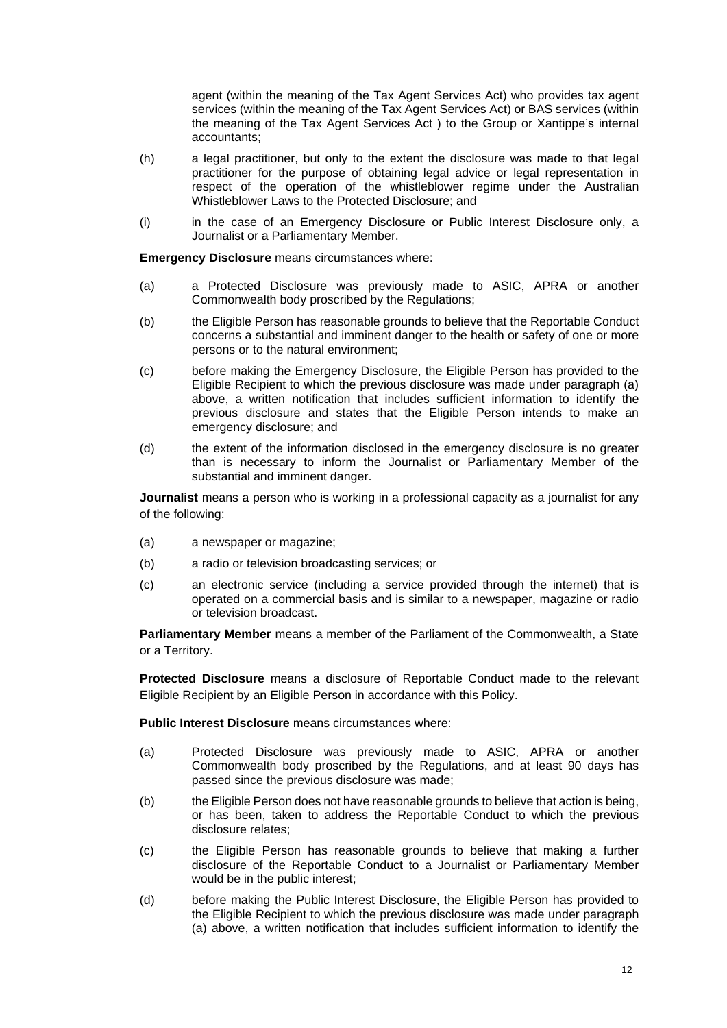agent (within the meaning of the Tax Agent Services Act) who provides tax agent services (within the meaning of the Tax Agent Services Act) or BAS services (within the meaning of the Tax Agent Services Act ) to the Group or Xantippe's internal accountants;

(h) a legal practitioner, but only to the extent the disclosure was made to that legal practitioner for the purpose of obtaining legal advice or legal representation in respect of the operation of the whistleblower regime under the Australian Whistleblower Laws to the Protected Disclosure; and

(i) in the case of an Emergency Disclosure or Public Interest Disclosure only, a Journalist or a Parliamentary Member.

**Emergency Disclosure** means circumstances where:

(a) a Protected Disclosure was previously made to ASIC, APRA or another Commonwealth body proscribed by the Regulations;

(b) the Eligible Person has reasonable grounds to believe that the Reportable Conduct concerns a substantial and imminent danger to the health or safety of one or more persons or to the natural environment;

(c) before making the Emergency Disclosure, the Eligible Person has provided to the Eligible Recipient to which the previous disclosure was made under paragraph (a) above, a written notification that includes sufficient information to identify the previous disclosure and states that the Eligible Person intends to make an emergency disclosure; and

(d) the extent of the information disclosed in the emergency disclosure is no greater than is necessary to inform the Journalist or Parliamentary Member of the substantial and imminent danger.

**Journalist** means a person who is working in a professional capacity as a journalist for any of the following:

(a) a newspaper or magazine;

(b) a radio or television broadcasting services; or

(c) an electronic service (including a service provided through the internet) that is operated on a commercial basis and is similar to a newspaper, magazine or radio or television broadcast.

**Parliamentary Member** means a member of the Parliament of the Commonwealth, a State or a Territory.

**Protected Disclosure** means a disclosure of Reportable Conduct made to the relevant Eligible Recipient by an Eligible Person in accordance with this Policy.

**Public Interest Disclosure** means circumstances where:

(a) Protected Disclosure was previously made to ASIC, APRA or another Commonwealth body proscribed by the Regulations, and at least 90 days has passed since the previous disclosure was made;

(b) the Eligible Person does not have reasonable grounds to believe that action is being, or has been, taken to address the Reportable Conduct to which the previous disclosure relates;

(c) the Eligible Person has reasonable grounds to believe that making a further disclosure of the Reportable Conduct to a Journalist or Parliamentary Member would be in the public interest;

(d) before making the Public Interest Disclosure, the Eligible Person has provided to the Eligible Recipient to which the previous disclosure was made under paragraph (a) above, a written notification that includes sufficient information to identify the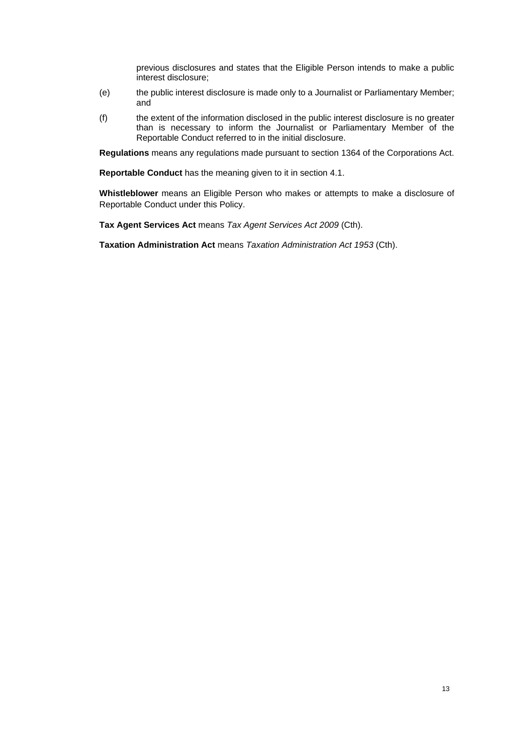previous disclosures and states that the Eligible Person intends to make a public interest disclosure;

(e) the public interest disclosure is made only to a Journalist or Parliamentary Member; and

(f) the extent of the information disclosed in the public interest disclosure is no greater than is necessary to inform the Journalist or Parliamentary Member of the Reportable Conduct referred to in the initial disclosure.

**Regulations** means any regulations made pursuant to section 1364 of the Corporations Act.

**Reportable Conduct** has the meaning given to it in section 4.1.

**Whistleblower** means an Eligible Person who makes or attempts to make a disclosure of Reportable Conduct under this Policy.

**Tax Agent Services Act** means *Tax Agent Services Act 2009* (Cth).

**Taxation Administration Act** means *Taxation Administration Act 1953* (Cth).